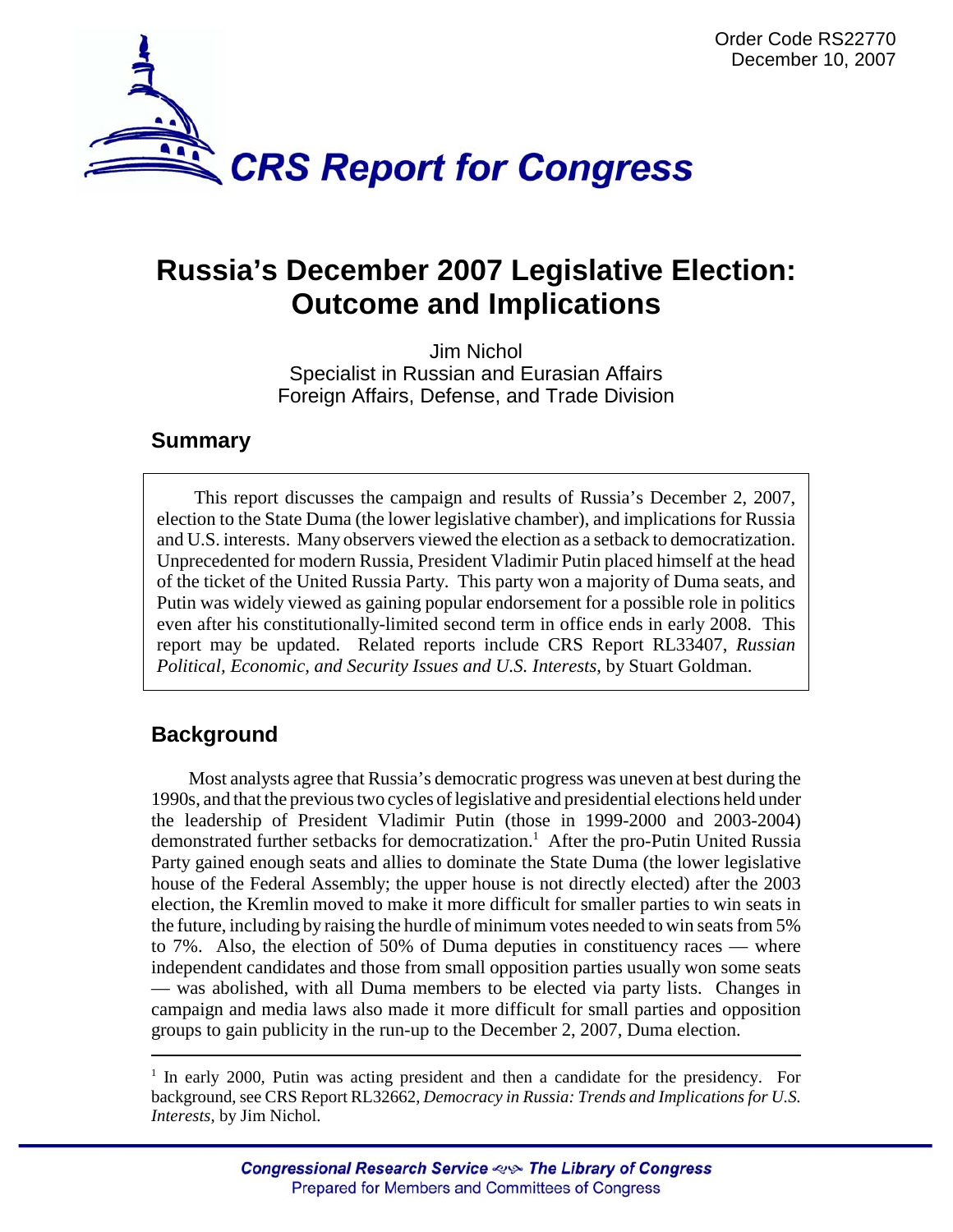Order Code RS22770
December 10, 2007

# CRS Report for Congress

# Russia's December 2007 Legislative Election: Outcome and Implications

Jim Nichol
Specialist in Russian and Eurasian Affairs
Foreign Affairs, Defense, and Trade Division

## Summary

This report discusses the campaign and results of Russia's December 2, 2007, election to the State Duma (the lower legislative chamber), and implications for Russia and U.S. interests. Many observers viewed the election as a setback to democratization. Unprecedented for modern Russia, President Vladimir Putin placed himself at the head of the ticket of the United Russia Party. This party won a majority of Duma seats, and Putin was widely viewed as gaining popular endorsement for a possible role in politics even after his constitutionally-limited second term in office ends in early 2008. This report may be updated. Related reports include CRS Report RL33407, *Russian Political, Economic, and Security Issues and U.S. Interests*, by Stuart Goldman.

## Background

Most analysts agree that Russia's democratic progress was uneven at best during the 1990s, and that the previous two cycles of legislative and presidential elections held under the leadership of President Vladimir Putin (those in 1999-2000 and 2003-2004) demonstrated further setbacks for democratization.[1] After the pro-Putin United Russia Party gained enough seats and allies to dominate the State Duma (the lower legislative house of the Federal Assembly; the upper house is not directly elected) after the 2003 election, the Kremlin moved to make it more difficult for smaller parties to win seats in the future, including by raising the hurdle of minimum votes needed to win seats from 5% to 7%. Also, the election of 50% of Duma deputies in constituency races — where independent candidates and those from small opposition parties usually won some seats — was abolished, with all Duma members to be elected via party lists. Changes in campaign and media laws also made it more difficult for small parties and opposition groups to gain publicity in the run-up to the December 2, 2007, Duma election.

[1] In early 2000, Putin was acting president and then a candidate for the presidency. For background, see CRS Report RL32662, *Democracy in Russia: Trends and Implications for U.S. Interests*, by Jim Nichol.

Congressional Research Service ~ The Library of Congress
Prepared for Members and Committees of Congress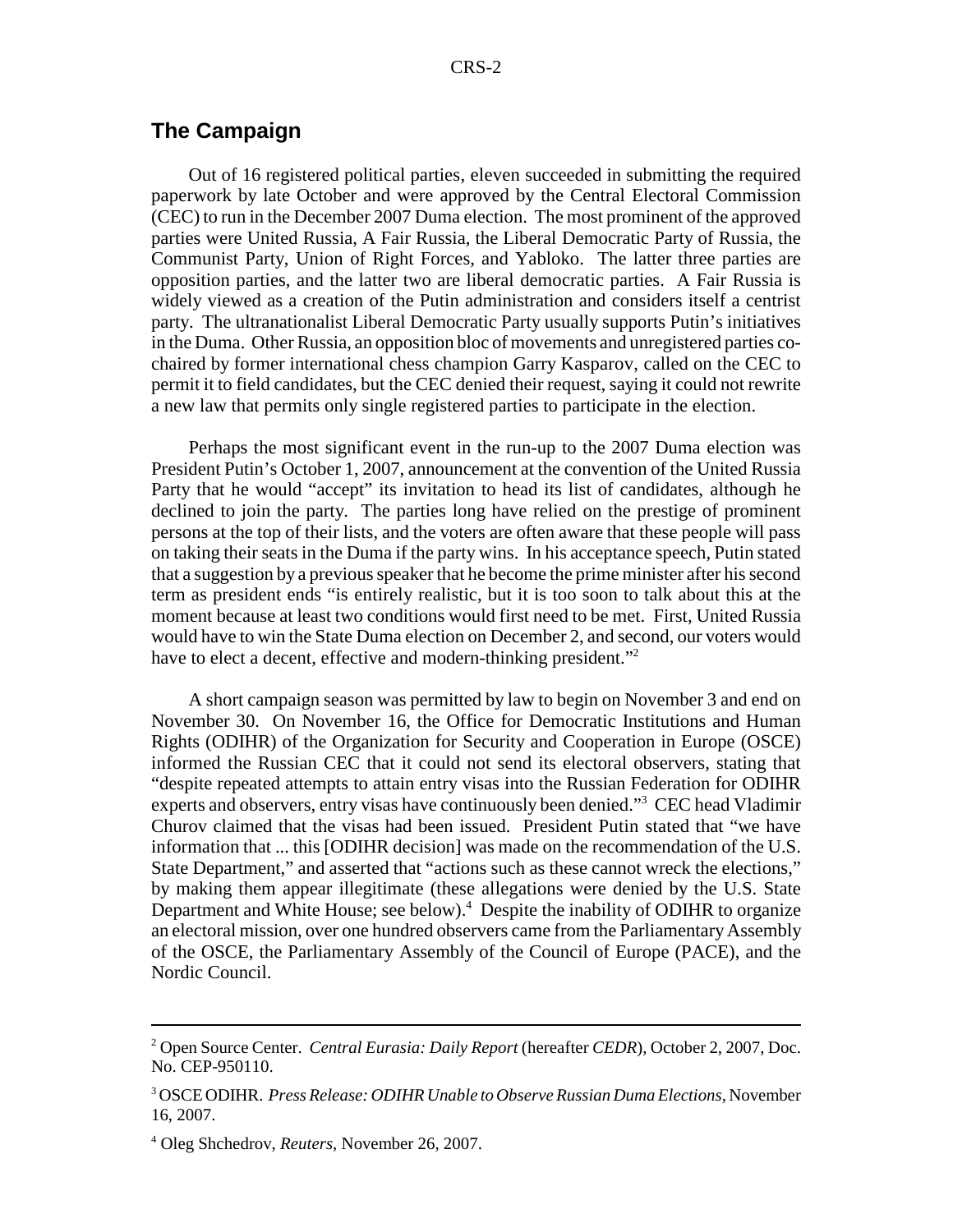## The Campaign

Out of 16 registered political parties, eleven succeeded in submitting the required paperwork by late October and were approved by the Central Electoral Commission (CEC) to run in the December 2007 Duma election. The most prominent of the approved parties were United Russia, A Fair Russia, the Liberal Democratic Party of Russia, the Communist Party, Union of Right Forces, and Yabloko. The latter three parties are opposition parties, and the latter two are liberal democratic parties. A Fair Russia is widely viewed as a creation of the Putin administration and considers itself a centrist party. The ultranationalist Liberal Democratic Party usually supports Putin's initiatives in the Duma. Other Russia, an opposition bloc of movements and unregistered parties co-chaired by former international chess champion Garry Kasparov, called on the CEC to permit it to field candidates, but the CEC denied their request, saying it could not rewrite a new law that permits only single registered parties to participate in the election.

Perhaps the most significant event in the run-up to the 2007 Duma election was President Putin's October 1, 2007, announcement at the convention of the United Russia Party that he would "accept" its invitation to head its list of candidates, although he declined to join the party. The parties long have relied on the prestige of prominent persons at the top of their lists, and the voters are often aware that these people will pass on taking their seats in the Duma if the party wins. In his acceptance speech, Putin stated that a suggestion by a previous speaker that he become the prime minister after his second term as president ends "is entirely realistic, but it is too soon to talk about this at the moment because at least two conditions would first need to be met. First, United Russia would have to win the State Duma election on December 2, and second, our voters would have to elect a decent, effective and modern-thinking president."[2]

A short campaign season was permitted by law to begin on November 3 and end on November 30. On November 16, the Office for Democratic Institutions and Human Rights (ODIHR) of the Organization for Security and Cooperation in Europe (OSCE) informed the Russian CEC that it could not send its electoral observers, stating that "despite repeated attempts to attain entry visas into the Russian Federation for ODIHR experts and observers, entry visas have continuously been denied."[3] CEC head Vladimir Churov claimed that the visas had been issued. President Putin stated that "we have information that ... this [ODIHR decision] was made on the recommendation of the U.S. State Department," and asserted that "actions such as these cannot wreck the elections," by making them appear illegitimate (these allegations were denied by the U.S. State Department and White House; see below).[4] Despite the inability of ODIHR to organize an electoral mission, over one hundred observers came from the Parliamentary Assembly of the OSCE, the Parliamentary Assembly of the Council of Europe (PACE), and the Nordic Council.

---

[2] Open Source Center. *Central Eurasia: Daily Report* (hereafter *CEDR*), October 2, 2007, Doc. No. CEP-950110.

[3] OSCE ODIHR. *Press Release: ODIHR Unable to Observe Russian Duma Elections*, November 16, 2007.

[4] Oleg Shchedrov, *Reuters*, November 26, 2007.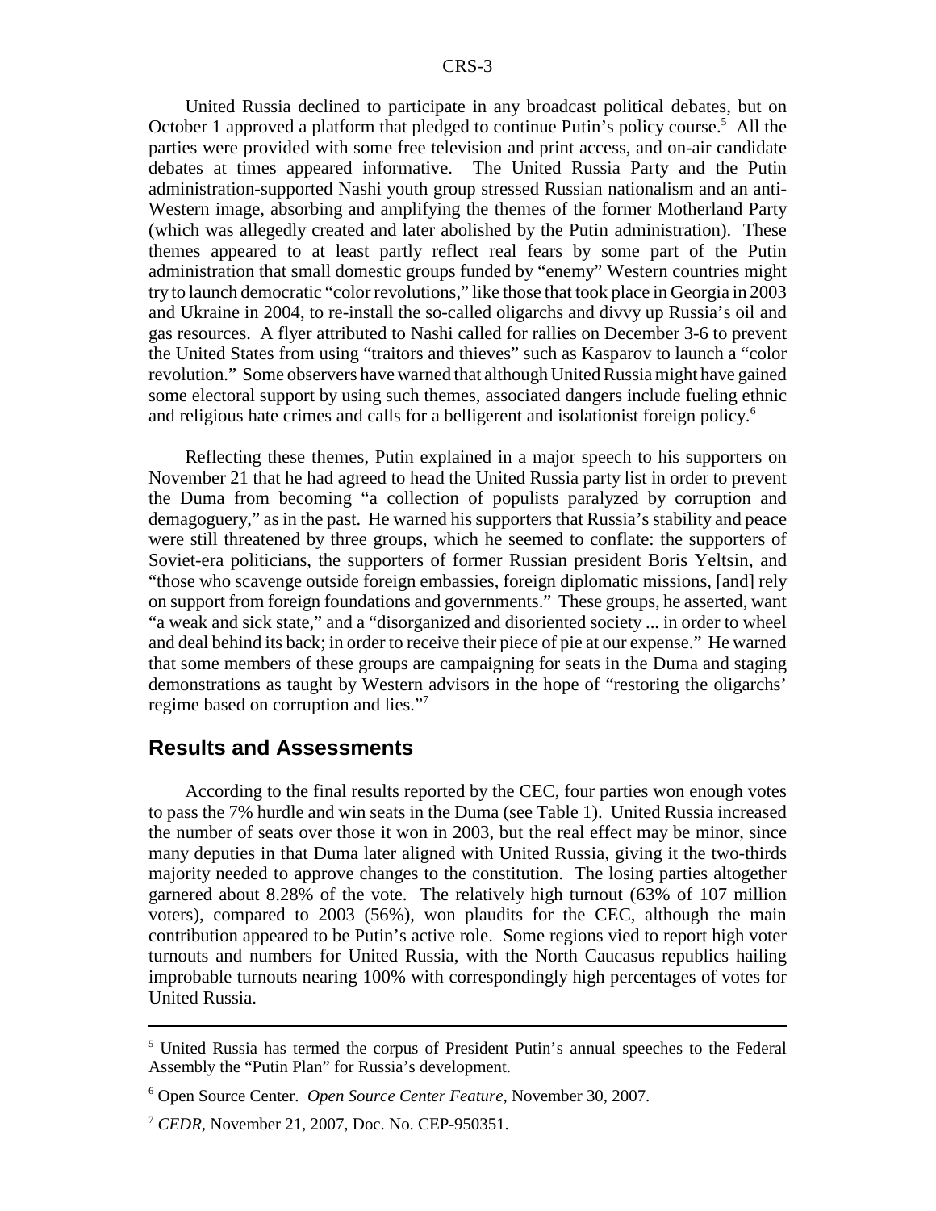United Russia declined to participate in any broadcast political debates, but on October 1 approved a platform that pledged to continue Putin's policy course.[5] All the parties were provided with some free television and print access, and on-air candidate debates at times appeared informative. The United Russia Party and the Putin administration-supported Nashi youth group stressed Russian nationalism and an anti-Western image, absorbing and amplifying the themes of the former Motherland Party (which was allegedly created and later abolished by the Putin administration). These themes appeared to at least partly reflect real fears by some part of the Putin administration that small domestic groups funded by "enemy" Western countries might try to launch democratic "color revolutions," like those that took place in Georgia in 2003 and Ukraine in 2004, to re-install the so-called oligarchs and divvy up Russia's oil and gas resources. A flyer attributed to Nashi called for rallies on December 3-6 to prevent the United States from using "traitors and thieves" such as Kasparov to launch a "color revolution." Some observers have warned that although United Russia might have gained some electoral support by using such themes, associated dangers include fueling ethnic and religious hate crimes and calls for a belligerent and isolationist foreign policy.[6]

Reflecting these themes, Putin explained in a major speech to his supporters on November 21 that he had agreed to head the United Russia party list in order to prevent the Duma from becoming "a collection of populists paralyzed by corruption and demagoguery," as in the past. He warned his supporters that Russia's stability and peace were still threatened by three groups, which he seemed to conflate: the supporters of Soviet-era politicians, the supporters of former Russian president Boris Yeltsin, and "those who scavenge outside foreign embassies, foreign diplomatic missions, [and] rely on support from foreign foundations and governments." These groups, he asserted, want "a weak and sick state," and a "disorganized and disoriented society ... in order to wheel and deal behind its back; in order to receive their piece of pie at our expense." He warned that some members of these groups are campaigning for seats in the Duma and staging demonstrations as taught by Western advisors in the hope of "restoring the oligarchs' regime based on corruption and lies."[7]

## Results and Assessments

According to the final results reported by the CEC, four parties won enough votes to pass the 7% hurdle and win seats in the Duma (see Table 1). United Russia increased the number of seats over those it won in 2003, but the real effect may be minor, since many deputies in that Duma later aligned with United Russia, giving it the two-thirds majority needed to approve changes to the constitution. The losing parties altogether garnered about 8.28% of the vote. The relatively high turnout (63% of 107 million voters), compared to 2003 (56%), won plaudits for the CEC, although the main contribution appeared to be Putin's active role. Some regions vied to report high voter turnouts and numbers for United Russia, with the North Caucasus republics hailing improbable turnouts nearing 100% with correspondingly high percentages of votes for United Russia.

---

[5] United Russia has termed the corpus of President Putin's annual speeches to the Federal Assembly the "Putin Plan" for Russia's development.

[6] Open Source Center. *Open Source Center Feature*, November 30, 2007.

[7] *CEDR*, November 21, 2007, Doc. No. CEP-950351.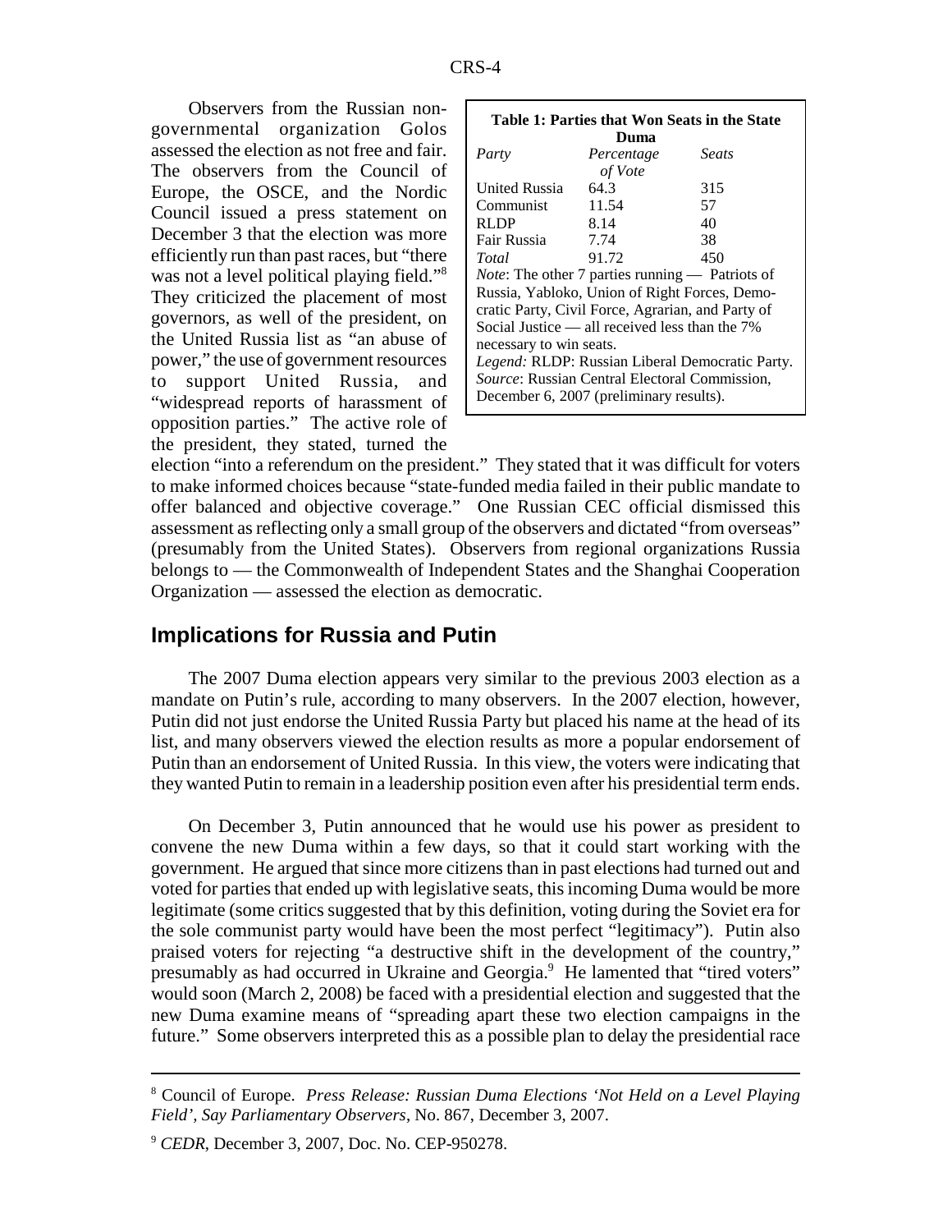Observers from the Russian non-governmental organization Golos assessed the election as not free and fair. The observers from the Council of Europe, the OSCE, and the Nordic Council issued a press statement on December 3 that the election was more efficiently run than past races, but "there was not a level political playing field."[8] They criticized the placement of most governors, as well of the president, on the United Russia list as "an abuse of power," the use of government resources to support United Russia, and "widespread reports of harassment of opposition parties." The active role of the president, they stated, turned the election "into a referendum on the president." They stated that it was difficult for voters to make informed choices because "state-funded media failed in their public mandate to offer balanced and objective coverage." One Russian CEC official dismissed this assessment as reflecting only a small group of the observers and dictated "from overseas" (presumably from the United States). Observers from regional organizations Russia belongs to — the Commonwealth of Independent States and the Shanghai Cooperation Organization — assessed the election as democratic.

**Table 1: Parties that Won Seats in the State Duma**

| *Party* | *Percentage of Vote* | *Seats* |
|---|---|---|
| United Russia | 64.3 | 315 |
| Communist | 11.54 | 57 |
| RLDP | 8.14 | 40 |
| Fair Russia | 7.74 | 38 |
| *Total* | 91.72 | 450 |

*Note*: The other 7 parties running — Patriots of Russia, Yabloko, Union of Right Forces, Democratic Party, Civil Force, Agrarian, and Party of Social Justice — all received less than the 7% necessary to win seats.
*Legend:* RLDP: Russian Liberal Democratic Party.
*Source*: Russian Central Electoral Commission, December 6, 2007 (preliminary results).

## Implications for Russia and Putin

The 2007 Duma election appears very similar to the previous 2003 election as a mandate on Putin's rule, according to many observers. In the 2007 election, however, Putin did not just endorse the United Russia Party but placed his name at the head of its list, and many observers viewed the election results as more a popular endorsement of Putin than an endorsement of United Russia. In this view, the voters were indicating that they wanted Putin to remain in a leadership position even after his presidential term ends.

On December 3, Putin announced that he would use his power as president to convene the new Duma within a few days, so that it could start working with the government. He argued that since more citizens than in past elections had turned out and voted for parties that ended up with legislative seats, this incoming Duma would be more legitimate (some critics suggested that by this definition, voting during the Soviet era for the sole communist party would have been the most perfect "legitimacy"). Putin also praised voters for rejecting "a destructive shift in the development of the country," presumably as had occurred in Ukraine and Georgia.[9] He lamented that "tired voters" would soon (March 2, 2008) be faced with a presidential election and suggested that the new Duma examine means of "spreading apart these two election campaigns in the future." Some observers interpreted this as a possible plan to delay the presidential race

---

[8] Council of Europe. *Press Release: Russian Duma Elections 'Not Held on a Level Playing Field', Say Parliamentary Observers*, No. 867, December 3, 2007.

[9] *CEDR*, December 3, 2007, Doc. No. CEP-950278.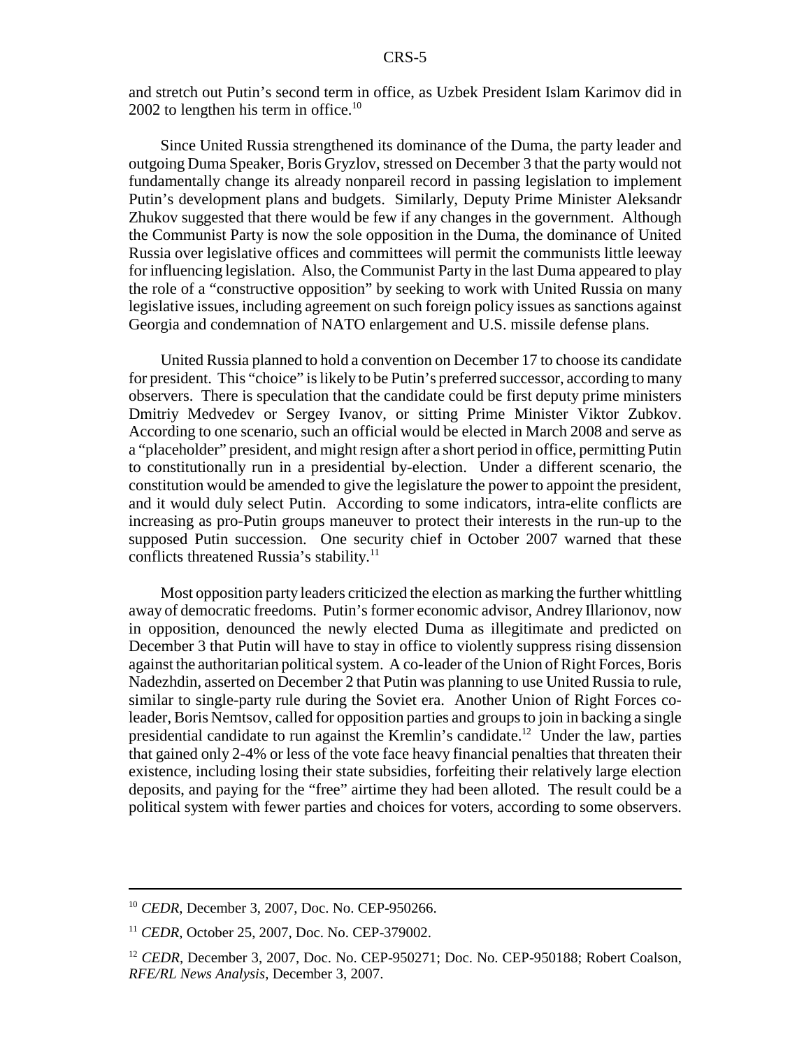and stretch out Putin's second term in office, as Uzbek President Islam Karimov did in 2002 to lengthen his term in office.[10]

Since United Russia strengthened its dominance of the Duma, the party leader and outgoing Duma Speaker, Boris Gryzlov, stressed on December 3 that the party would not fundamentally change its already nonpareil record in passing legislation to implement Putin's development plans and budgets. Similarly, Deputy Prime Minister Aleksandr Zhukov suggested that there would be few if any changes in the government. Although the Communist Party is now the sole opposition in the Duma, the dominance of United Russia over legislative offices and committees will permit the communists little leeway for influencing legislation. Also, the Communist Party in the last Duma appeared to play the role of a "constructive opposition" by seeking to work with United Russia on many legislative issues, including agreement on such foreign policy issues as sanctions against Georgia and condemnation of NATO enlargement and U.S. missile defense plans.

United Russia planned to hold a convention on December 17 to choose its candidate for president. This "choice" is likely to be Putin's preferred successor, according to many observers. There is speculation that the candidate could be first deputy prime ministers Dmitriy Medvedev or Sergey Ivanov, or sitting Prime Minister Viktor Zubkov. According to one scenario, such an official would be elected in March 2008 and serve as a "placeholder" president, and might resign after a short period in office, permitting Putin to constitutionally run in a presidential by-election. Under a different scenario, the constitution would be amended to give the legislature the power to appoint the president, and it would duly select Putin. According to some indicators, intra-elite conflicts are increasing as pro-Putin groups maneuver to protect their interests in the run-up to the supposed Putin succession. One security chief in October 2007 warned that these conflicts threatened Russia's stability.[11]

Most opposition party leaders criticized the election as marking the further whittling away of democratic freedoms. Putin's former economic advisor, Andrey Illarionov, now in opposition, denounced the newly elected Duma as illegitimate and predicted on December 3 that Putin will have to stay in office to violently suppress rising dissension against the authoritarian political system. A co-leader of the Union of Right Forces, Boris Nadezhdin, asserted on December 2 that Putin was planning to use United Russia to rule, similar to single-party rule during the Soviet era. Another Union of Right Forces co-leader, Boris Nemtsov, called for opposition parties and groups to join in backing a single presidential candidate to run against the Kremlin's candidate.[12] Under the law, parties that gained only 2-4% or less of the vote face heavy financial penalties that threaten their existence, including losing their state subsidies, forfeiting their relatively large election deposits, and paying for the "free" airtime they had been alloted. The result could be a political system with fewer parties and choices for voters, according to some observers.

---

[10] *CEDR*, December 3, 2007, Doc. No. CEP-950266.

[11] *CEDR*, October 25, 2007, Doc. No. CEP-379002.

[12] *CEDR*, December 3, 2007, Doc. No. CEP-950271; Doc. No. CEP-950188; Robert Coalson, *RFE/RL News Analysis*, December 3, 2007.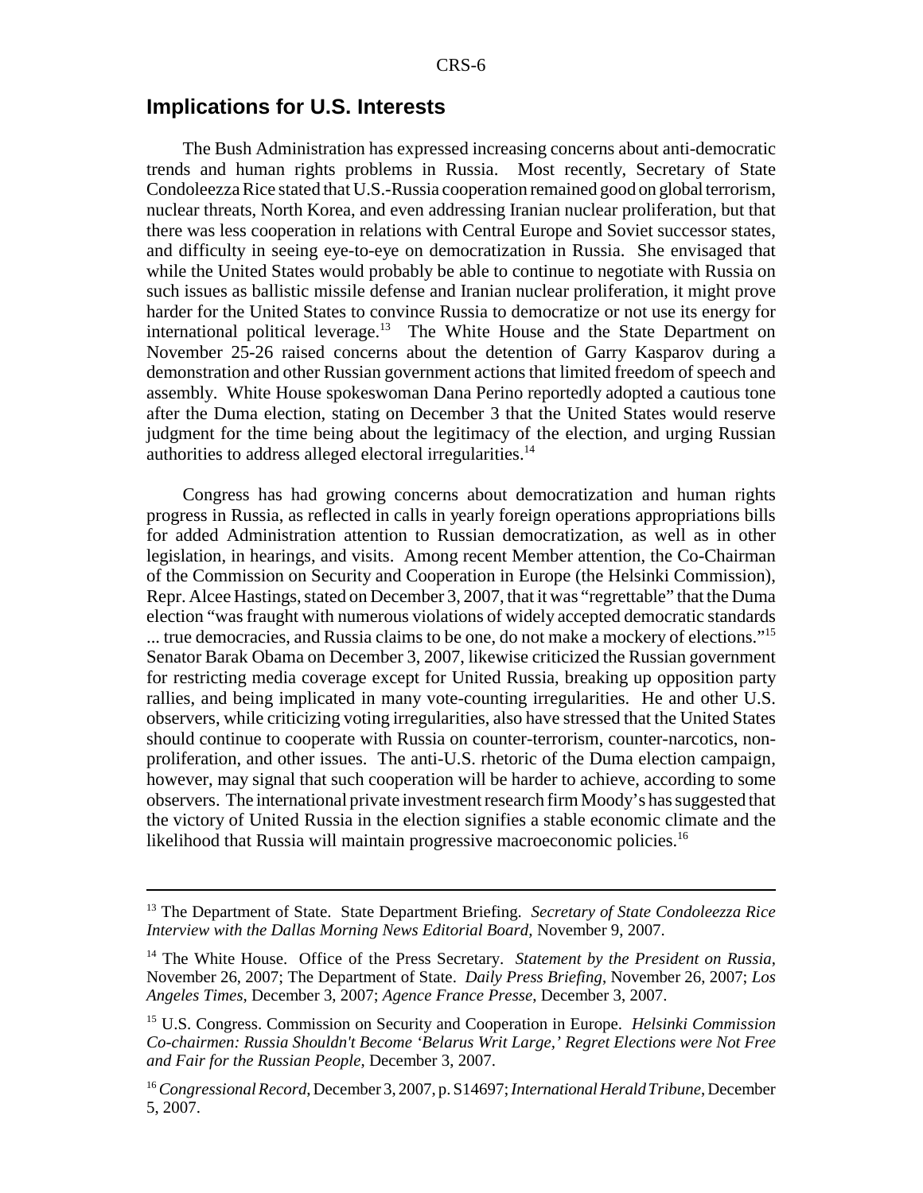## Implications for U.S. Interests

The Bush Administration has expressed increasing concerns about anti-democratic trends and human rights problems in Russia. Most recently, Secretary of State Condoleezza Rice stated that U.S.-Russia cooperation remained good on global terrorism, nuclear threats, North Korea, and even addressing Iranian nuclear proliferation, but that there was less cooperation in relations with Central Europe and Soviet successor states, and difficulty in seeing eye-to-eye on democratization in Russia. She envisaged that while the United States would probably be able to continue to negotiate with Russia on such issues as ballistic missile defense and Iranian nuclear proliferation, it might prove harder for the United States to convince Russia to democratize or not use its energy for international political leverage.[13] The White House and the State Department on November 25-26 raised concerns about the detention of Garry Kasparov during a demonstration and other Russian government actions that limited freedom of speech and assembly. White House spokeswoman Dana Perino reportedly adopted a cautious tone after the Duma election, stating on December 3 that the United States would reserve judgment for the time being about the legitimacy of the election, and urging Russian authorities to address alleged electoral irregularities.[14]

Congress has had growing concerns about democratization and human rights progress in Russia, as reflected in calls in yearly foreign operations appropriations bills for added Administration attention to Russian democratization, as well as in other legislation, in hearings, and visits. Among recent Member attention, the Co-Chairman of the Commission on Security and Cooperation in Europe (the Helsinki Commission), Repr. Alcee Hastings, stated on December 3, 2007, that it was "regrettable" that the Duma election "was fraught with numerous violations of widely accepted democratic standards ... true democracies, and Russia claims to be one, do not make a mockery of elections."[15] Senator Barak Obama on December 3, 2007, likewise criticized the Russian government for restricting media coverage except for United Russia, breaking up opposition party rallies, and being implicated in many vote-counting irregularities. He and other U.S. observers, while criticizing voting irregularities, also have stressed that the United States should continue to cooperate with Russia on counter-terrorism, counter-narcotics, non-proliferation, and other issues. The anti-U.S. rhetoric of the Duma election campaign, however, may signal that such cooperation will be harder to achieve, according to some observers. The international private investment research firm Moody's has suggested that the victory of United Russia in the election signifies a stable economic climate and the likelihood that Russia will maintain progressive macroeconomic policies.[16]

---

[13] The Department of State. State Department Briefing. *Secretary of State Condoleezza Rice Interview with the Dallas Morning News Editorial Board*, November 9, 2007.

[14] The White House. Office of the Press Secretary. *Statement by the President on Russia*, November 26, 2007; The Department of State. *Daily Press Briefing*, November 26, 2007; *Los Angeles Times*, December 3, 2007; *Agence France Presse*, December 3, 2007.

[15] U.S. Congress. Commission on Security and Cooperation in Europe. *Helsinki Commission Co-chairmen: Russia Shouldn't Become 'Belarus Writ Large,' Regret Elections were Not Free and Fair for the Russian People*, December 3, 2007.

[16] *Congressional Record*, December 3, 2007, p. S14697; *International Herald Tribune*, December 5, 2007.